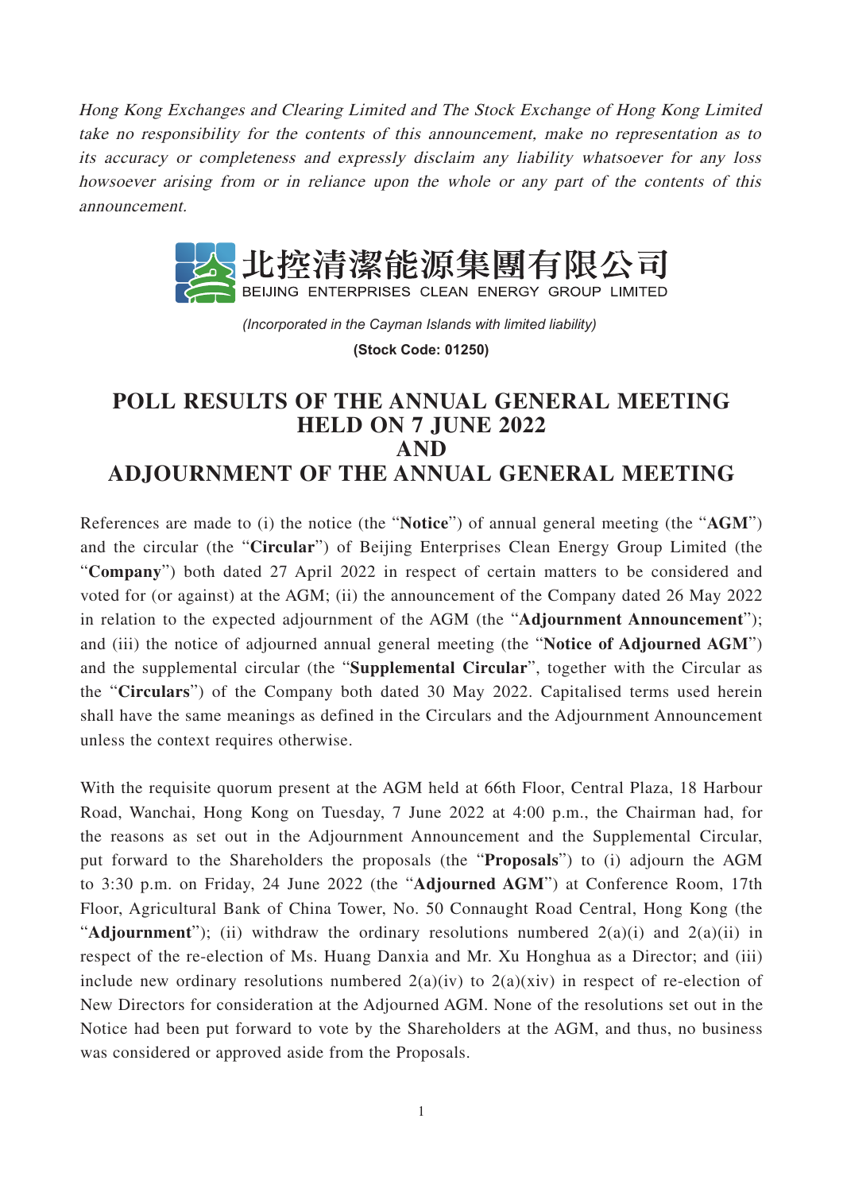*Hong Kong Exchanges and Clearing Limited and The Stock Exchange of Hong Kong Limited take no responsibility for the contents of this announcement, make no representation as to its accuracy or completeness and expressly disclaim any liability whatsoever for any loss howsoever arising from or in reliance upon the whole or any part of the contents of this announcement.*

北控清潔能源集團有限公司
BEIJING ENTERPRISES CLEAN ENERGY GROUP LIMITED

*(Incorporated in the Cayman Islands with limited liability)*

**(Stock Code: 01250)**

# POLL RESULTS OF THE ANNUAL GENERAL MEETING HELD ON 7 JUNE 2022 AND ADJOURNMENT OF THE ANNUAL GENERAL MEETING

References are made to (i) the notice (the "**Notice**") of annual general meeting (the "**AGM**") and the circular (the "**Circular**") of Beijing Enterprises Clean Energy Group Limited (the "**Company**") both dated 27 April 2022 in respect of certain matters to be considered and voted for (or against) at the AGM; (ii) the announcement of the Company dated 26 May 2022 in relation to the expected adjournment of the AGM (the "**Adjournment Announcement**"); and (iii) the notice of adjourned annual general meeting (the "**Notice of Adjourned AGM**") and the supplemental circular (the "**Supplemental Circular**", together with the Circular as the "**Circulars**") of the Company both dated 30 May 2022. Capitalised terms used herein shall have the same meanings as defined in the Circulars and the Adjournment Announcement unless the context requires otherwise.

With the requisite quorum present at the AGM held at 66th Floor, Central Plaza, 18 Harbour Road, Wanchai, Hong Kong on Tuesday, 7 June 2022 at 4:00 p.m., the Chairman had, for the reasons as set out in the Adjournment Announcement and the Supplemental Circular, put forward to the Shareholders the proposals (the "**Proposals**") to (i) adjourn the AGM to 3:30 p.m. on Friday, 24 June 2022 (the "**Adjourned AGM**") at Conference Room, 17th Floor, Agricultural Bank of China Tower, No. 50 Connaught Road Central, Hong Kong (the "**Adjournment**"); (ii) withdraw the ordinary resolutions numbered 2(a)(i) and 2(a)(ii) in respect of the re-election of Ms. Huang Danxia and Mr. Xu Honghua as a Director; and (iii) include new ordinary resolutions numbered 2(a)(iv) to 2(a)(xiv) in respect of re-election of New Directors for consideration at the Adjourned AGM. None of the resolutions set out in the Notice had been put forward to vote by the Shareholders at the AGM, and thus, no business was considered or approved aside from the Proposals.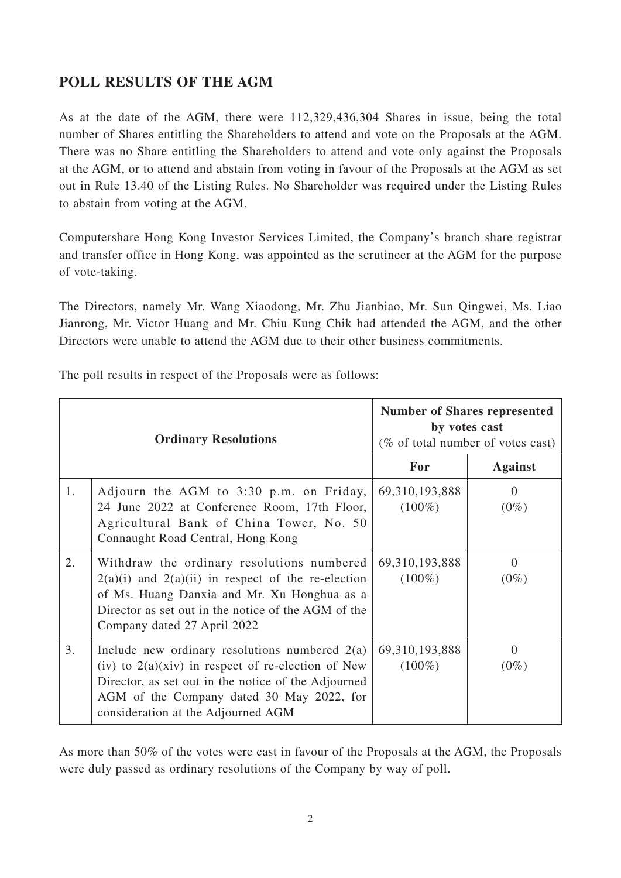## POLL RESULTS OF THE AGM

As at the date of the AGM, there were 112,329,436,304 Shares in issue, being the total number of Shares entitling the Shareholders to attend and vote on the Proposals at the AGM. There was no Share entitling the Shareholders to attend and vote only against the Proposals at the AGM, or to attend and abstain from voting in favour of the Proposals at the AGM as set out in Rule 13.40 of the Listing Rules. No Shareholder was required under the Listing Rules to abstain from voting at the AGM.

Computershare Hong Kong Investor Services Limited, the Company's branch share registrar and transfer office in Hong Kong, was appointed as the scrutineer at the AGM for the purpose of vote-taking.

The Directors, namely Mr. Wang Xiaodong, Mr. Zhu Jianbiao, Mr. Sun Qingwei, Ms. Liao Jianrong, Mr. Victor Huang and Mr. Chiu Kung Chik had attended the AGM, and the other Directors were unable to attend the AGM due to their other business commitments.

The poll results in respect of the Proposals were as follows:

| | **Ordinary Resolutions** | **Number of Shares represented by votes cast** (% of total number of votes cast) | |
|---|---|---|---|
| | | **For** | **Against** |
| 1. | Adjourn the AGM to 3:30 p.m. on Friday, 24 June 2022 at Conference Room, 17th Floor, Agricultural Bank of China Tower, No. 50 Connaught Road Central, Hong Kong | 69,310,193,888 (100%) | 0 (0%) |
| 2. | Withdraw the ordinary resolutions numbered 2(a)(i) and 2(a)(ii) in respect of the re-election of Ms. Huang Danxia and Mr. Xu Honghua as a Director as set out in the notice of the AGM of the Company dated 27 April 2022 | 69,310,193,888 (100%) | 0 (0%) |
| 3. | Include new ordinary resolutions numbered 2(a)(iv) to 2(a)(xiv) in respect of re-election of New Director, as set out in the notice of the Adjourned AGM of the Company dated 30 May 2022, for consideration at the Adjourned AGM | 69,310,193,888 (100%) | 0 (0%) |

As more than 50% of the votes were cast in favour of the Proposals at the AGM, the Proposals were duly passed as ordinary resolutions of the Company by way of poll.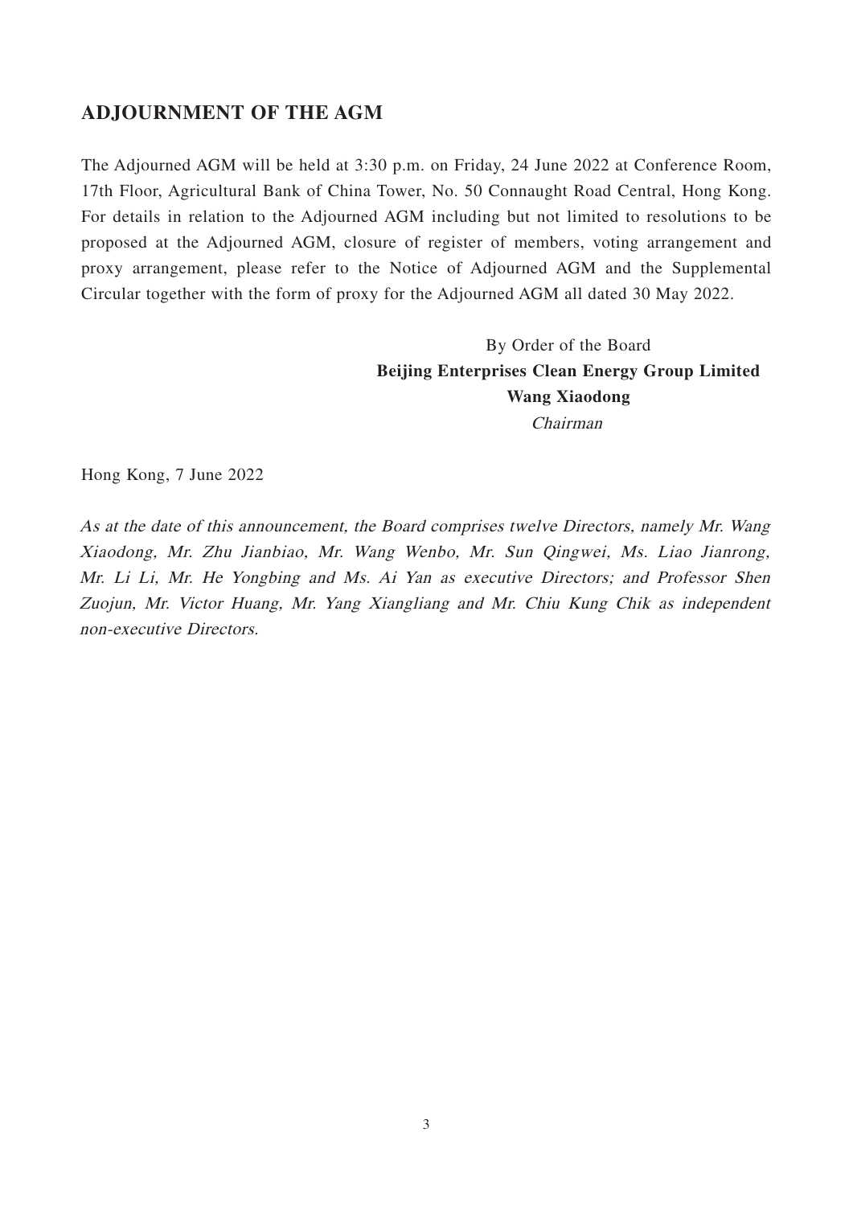## ADJOURNMENT OF THE AGM

The Adjourned AGM will be held at 3:30 p.m. on Friday, 24 June 2022 at Conference Room, 17th Floor, Agricultural Bank of China Tower, No. 50 Connaught Road Central, Hong Kong. For details in relation to the Adjourned AGM including but not limited to resolutions to be proposed at the Adjourned AGM, closure of register of members, voting arrangement and proxy arrangement, please refer to the Notice of Adjourned AGM and the Supplemental Circular together with the form of proxy for the Adjourned AGM all dated 30 May 2022.

By Order of the Board
**Beijing Enterprises Clean Energy Group Limited**
**Wang Xiaodong**
*Chairman*

Hong Kong, 7 June 2022

*As at the date of this announcement, the Board comprises twelve Directors, namely Mr. Wang Xiaodong, Mr. Zhu Jianbiao, Mr. Wang Wenbo, Mr. Sun Qingwei, Ms. Liao Jianrong, Mr. Li Li, Mr. He Yongbing and Ms. Ai Yan as executive Directors; and Professor Shen Zuojun, Mr. Victor Huang, Mr. Yang Xiangliang and Mr. Chiu Kung Chik as independent non-executive Directors.*